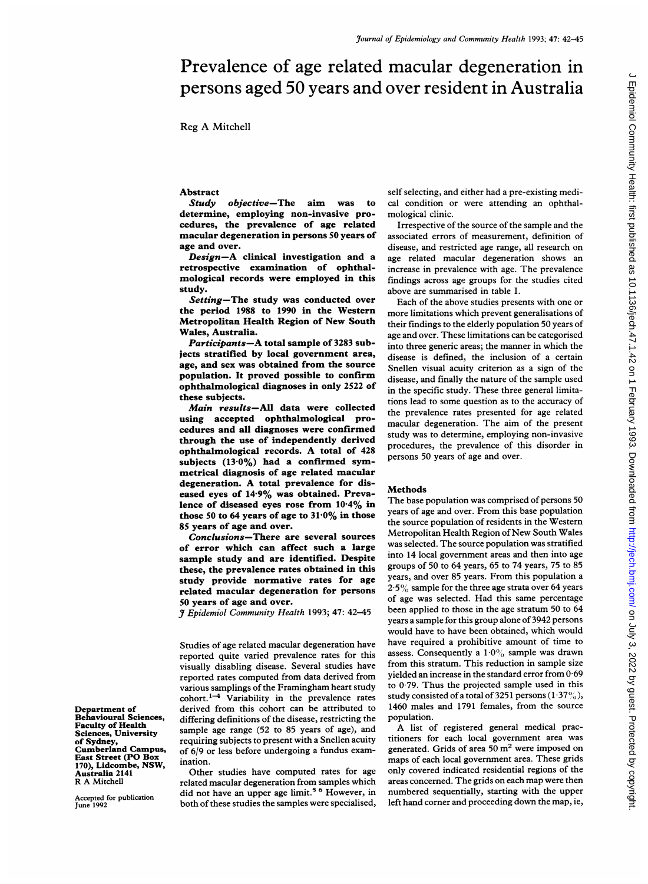# Prevalence of age related macular degeneration in persons aged 50 years and over resident in Australia

Reg A Mitchell

Department of Behavioural Sciences, Faculty of Health Sciences, University of Sydney, Cumberland Campus, East Street (PO Box 170), Lidcombe, NSW, Australia 2141
R A Mitchell

Accepted for publication June 1992

## Abstract

***Study objective*—The aim was to determine, employing non-invasive procedures, the prevalence of age related macular degeneration in persons 50 years of age and over.**

***Design*—A clinical investigation and a retrospective examination of ophthalmological records were employed in this study.**

***Setting*—The study was conducted over the period 1988 to 1990 in the Western Metropolitan Health Region of New South Wales, Australia.**

***Participants*—A total sample of 3283 subjects stratified by local government area, age, and sex was obtained from the source population. It proved possible to confirm ophthalmological diagnoses in only 2522 of these subjects.**

***Main results*—All data were collected using accepted ophthalmological procedures and all diagnoses were confirmed through the use of independently derived ophthalmological records. A total of 428 subjects (13·0%) had a confirmed symmetrical diagnosis of age related macular degeneration. A total prevalence for diseased eyes of 14·9% was obtained. Prevalence of diseased eyes rose from 10·4% in those 50 to 64 years of age to 31·0% in those 85 years of age and over.**

***Conclusions*—There are several sources of error which can affect such a large sample study and are identified. Despite these, the prevalence rates obtained in this study provide normative rates for age related macular degeneration for persons 50 years of age and over.**

*J Epidemiol Community Health* 1993; 47: 42–45

Studies of age related macular degeneration have reported quite varied prevalence rates for this visually disabling disease. Several studies have reported rates computed from data derived from various samplings of the Framingham heart study cohort.[1–4] Variability in the prevalence rates derived from this cohort can be attributed to differing definitions of the disease, restricting the sample age range (52 to 85 years of age), and requiring subjects to present with a Snellen acuity of 6/9 or less before undergoing a fundus examination.

Other studies have computed rates for age related macular degeneration from samples which did not have an upper age limit.[5 6] However, in both of these studies the samples were specialised, self selecting, and either had a pre-existing medical condition or were attending an ophthalmological clinic.

Irrespective of the source of the sample and the associated errors of measurement, definition of disease, and restricted age range, all research on age related macular degeneration shows an increase in prevalence with age. The prevalence findings across age groups for the studies cited above are summarised in table I.

Each of the above studies presents with one or more limitations which prevent generalisations of their findings to the elderly population 50 years of age and over. These limitations can be categorised into three generic areas; the manner in which the disease is defined, the inclusion of a certain Snellen visual acuity criterion as a sign of the disease, and finally the nature of the sample used in the specific study. These three general limitations lead to some question as to the accuracy of the prevalence rates presented for age related macular degeneration. The aim of the present study was to determine, employing non-invasive procedures, the prevalence of this disorder in persons 50 years of age and over.

## Methods

The base population was comprised of persons 50 years of age and over. From this base population the source population of residents in the Western Metropolitan Health Region of New South Wales was selected. The source population was stratified into 14 local government areas and then into age groups of 50 to 64 years, 65 to 74 years, 75 to 85 years, and over 85 years. From this population a 2·5% sample for the three age strata over 64 years of age was selected. Had this same percentage been applied to those in the age stratum 50 to 64 years a sample for this group alone of 3942 persons would have to have been obtained, which would have required a prohibitive amount of time to assess. Consequently a 1·0% sample was drawn from this stratum. This reduction in sample size yielded an increase in the standard error from 0·69 to 0·79. Thus the projected sample used in this study consisted of a total of 3251 persons (1·37%), 1460 males and 1791 females, from the source population.

A list of registered general medical practitioners for each local government area was generated. Grids of area 50 m² were imposed on maps of each local government area. These grids only covered indicated residential regions of the areas concerned. The grids on each map were then numbered sequentially, starting with the upper left hand corner and proceeding down the map, ie,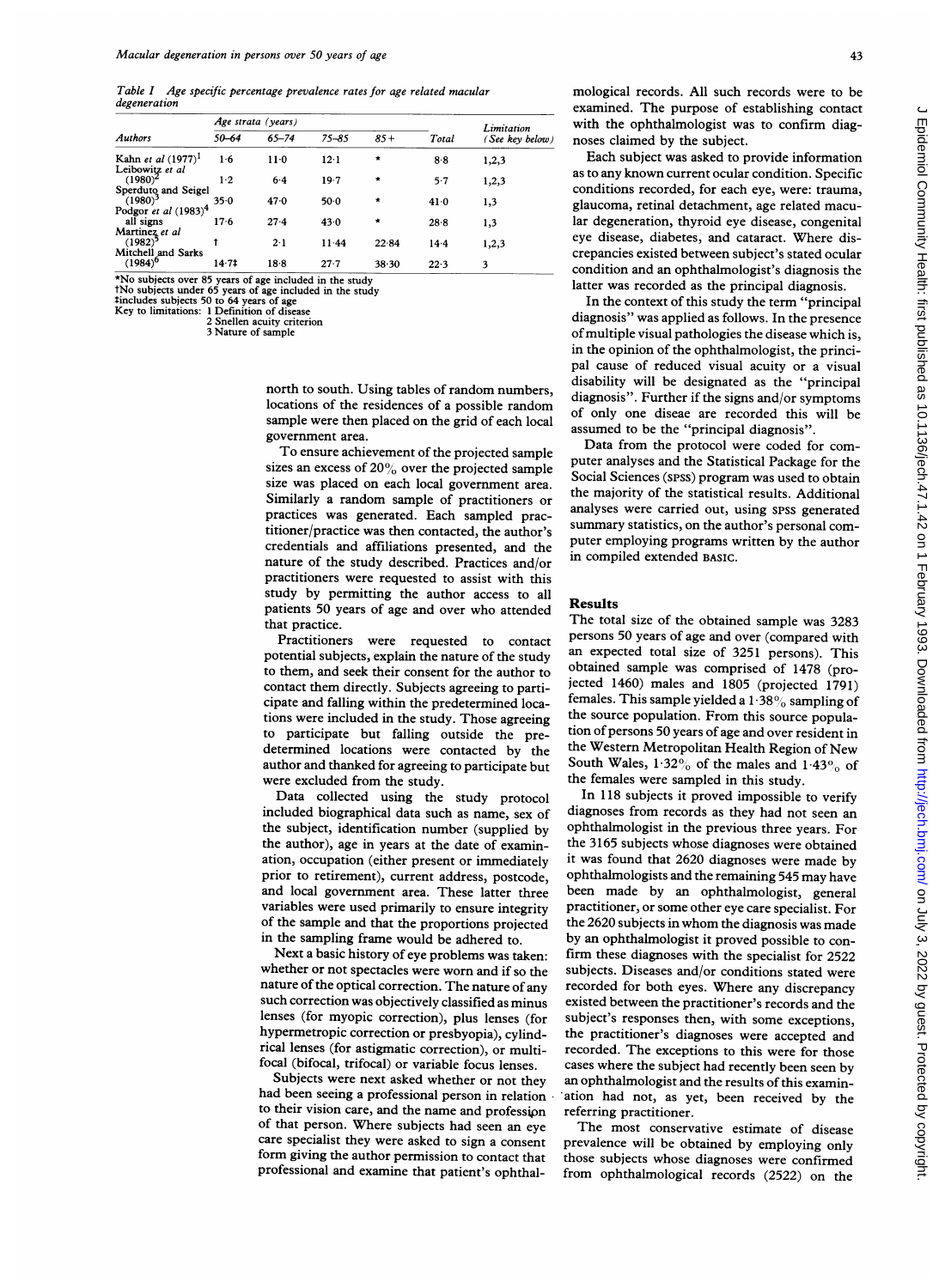*Table I Age specific percentage prevalence rates for age related macular degeneration*

| Authors | Age strata (years) | | | | Total | Limitation (See key below) |
|---|---|---|---|---|---|---|
| | 50–64 | 65–74 | 75–85 | 85+ | | |
| Kahn *et al* (1977)[1] | 1·6 | 11·0 | 12·1 | * | 8·8 | 1,2,3 |
| Leibowitz *et al* (1980)[2] | 1·2 | 6·4 | 19·7 | * | 5·7 | 1,2,3 |
| Sperduto and Seigel (1980)[3] | 35·0 | 47·0 | 50·0 | * | 41·0 | 1,3 |
| Podgor *et al* (1983)[4] all signs | 17·6 | 27·4 | 43·0 | * | 28·8 | 1,3 |
| Martinez *et al* (1982)[5] | † | 2·1 | 11·44 | 22·84 | 14·4 | 1,2,3 |
| Mitchell and Sarks (1984)[6] | 14·7‡ | 18·8 | 27·7 | 38·30 | 22·3 | 3 |

*No subjects over 85 years of age included in the study
†No subjects under 65 years of age included in the study
‡includes subjects 50 to 64 years of age
Key to limitations: 1 Definition of disease
2 Snellen acuity criterion
3 Nature of sample

north to south. Using tables of random numbers, locations of the residences of a possible random sample were then placed on the grid of each local government area.

To ensure achievement of the projected sample sizes an excess of 20% over the projected sample size was placed on each local government area. Similarly a random sample of practitioners or practices was generated. Each sampled practitioner/practice was then contacted, the author's credentials and affiliations presented, and the nature of the study described. Practices and/or practitioners were requested to assist with this study by permitting the author access to all patients 50 years of age and over who attended that practice.

Practitioners were requested to contact potential subjects, explain the nature of the study to them, and seek their consent for the author to contact them directly. Subjects agreeing to participate and falling within the predetermined locations were included in the study. Those agreeing to participate but falling outside the predetermined locations were contacted by the author and thanked for agreeing to participate but were excluded from the study.

Data collected using the study protocol included biographical data such as name, sex of the subject, identification number (supplied by the author), age in years at the date of examination, occupation (either present or immediately prior to retirement), current address, postcode, and local government area. These latter three variables were used primarily to ensure integrity of the sample and that the proportions projected in the sampling frame would be adhered to.

Next a basic history of eye problems was taken: whether or not spectacles were worn and if so the nature of the optical correction. The nature of any such correction was objectively classified as minus lenses (for myopic correction), plus lenses (for hypermetropic correction or presbyopia), cylindrical lenses (for astigmatic correction), or multifocal (bifocal, trifocal) or variable focus lenses.

Subjects were next asked whether or not they had been seeing a professional person in relation to their vision care, and the name and profession of that person. Where subjects had seen an eye care specialist they were asked to sign a consent form giving the author permission to contact that professional and examine that patient's ophthalmological records. All such records were to be examined. The purpose of establishing contact with the ophthalmologist was to confirm diagnoses claimed by the subject.

Each subject was asked to provide information as to any known current ocular condition. Specific conditions recorded, for each eye, were: trauma, glaucoma, retinal detachment, age related macular degeneration, thyroid eye disease, congenital eye disease, diabetes, and cataract. Where discrepancies existed between subject's stated ocular condition and an ophthalmologist's diagnosis the latter was recorded as the principal diagnosis.

In the context of this study the term "principal diagnosis" was applied as follows. In the presence of multiple visual pathologies the disease which is, in the opinion of the ophthalmologist, the principal cause of reduced visual acuity or a visual disability will be designated as the "principal diagnosis". Further if the signs and/or symptoms of only one diseae are recorded this will be assumed to be the "principal diagnosis".

Data from the protocol were coded for computer analyses and the Statistical Package for the Social Sciences (SPSS) program was used to obtain the majority of the statistical results. Additional analyses were carried out, using SPSS generated summary statistics, on the author's personal computer employing programs written by the author in compiled extended BASIC.

## Results

The total size of the obtained sample was 3283 persons 50 years of age and over (compared with an expected total size of 3251 persons). This obtained sample was comprised of 1478 (projected 1460) males and 1805 (projected 1791) females. This sample yielded a 1·38% sampling of the source population. From this source population of persons 50 years of age and over resident in the Western Metropolitan Health Region of New South Wales, 1·32% of the males and 1·43% of the females were sampled in this study.

In 118 subjects it proved impossible to verify diagnoses from records as they had not seen an ophthalmologist in the previous three years. For the 3165 subjects whose diagnoses were obtained it was found that 2620 diagnoses were made by ophthalmologists and the remaining 545 may have been made by an ophthalmologist, general practitioner, or some other eye care specialist. For the 2620 subjects in whom the diagnosis was made by an ophthalmologist it proved possible to confirm these diagnoses with the specialist for 2522 subjects. Diseases and/or conditions stated were recorded for both eyes. Where any discrepancy existed between the practitioner's records and the subject's responses then, with some exceptions, the practitioner's diagnoses were accepted and recorded. The exceptions to this were for those cases where the subject had recently been seen by an ophthalmologist and the results of this examination had not, as yet, been received by the referring practitioner.

The most conservative estimate of disease prevalence will be obtained by employing only those subjects whose diagnoses were confirmed from ophthalmological records (2522) on the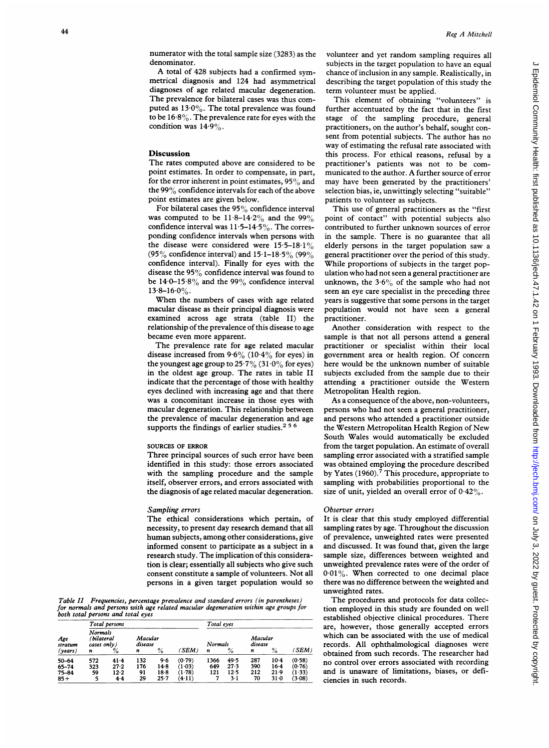numerator with the total sample size (3283) as the denominator.

A total of 428 subjects had a confirmed symmetrical diagnosis and 124 had asymmetrical diagnoses of age related macular degeneration. The prevalence for bilateral cases was thus computed as 13·0%. The total prevalence was found to be 16·8%. The prevalence rate for eyes with the condition was 14·9%.

## Discussion

The rates computed above are considered to be point estimates. In order to compensate, in part, for the error inherent in point estimates, 95% and the 99% confidence intervals for each of the above point estimates are given below.

For bilateral cases the 95% confidence interval was computed to be 11·8–14·2% and the 99% confidence interval was 11·5–14·5%. The corresponding confidence intervals when persons with the disease were considered were 15·5–18·1% (95% confidence interval) and 15·1–18·5% (99% confidence interval). Finally for eyes with the disease the 95% confidence interval was found to be 14·0–15·8% and the 99% confidence interval 13·8–16·0%.

When the numbers of cases with age related macular disease as their principal diagnosis were examined across age strata (table II) the relationship of the prevalence of this disease to age became even more apparent.

The prevalence rate for age related macular disease increased from 9·6% (10·4% for eyes) in the youngest age group to 25·7% (31·0% for eyes) in the oldest age group. The rates in table II indicate that the percentage of those with healthy eyes declined with increasing age and that there was a concomitant increase in those eyes with macular degeneration. This relationship between the prevalence of macular degeneration and age supports the findings of earlier studies.[2 5 6]

### SOURCES OF ERROR

Three principal sources of such error have been identified in this study: those errors associated with the sampling procedure and the sample itself, observer errors, and errors associated with the diagnosis of age related macular degeneration.

#### *Sampling errors*

The ethical considerations which pertain, of necessity, to present day research demand that all human subjects, among other considerations, give informed consent to participate as a subject in a research study. The implication of this consideration is clear; essentially all subjects who give such consent constitute a sample of volunteers. Not all persons in a given target population would so volunteer and yet random sampling requires all subjects in the target population to have an equal chance of inclusion in any sample. Realistically, in describing the target population of this study the term volunteer must be applied.

This element of obtaining "volunteers" is further accentuated by the fact that in the first stage of the sampling procedure, general practitioners, on the author's behalf, sought consent from potential subjects. The author has no way of estimating the refusal rate associated with this process. For ethical reasons, refusal by a practitioner's patients was not to be communicated to the author. A further source of error may have been generated by the practitioners' selection bias, ie, unwittingly selecting "suitable" patients to volunteer as subjects.

This use of general practitioners as the "first point of contact" with potential subjects also contributed to further unknown sources of error in the sample. There is no guarantee that all elderly persons in the target population saw a general practitioner over the period of this study. While proportions of subjects in the target population who had not seen a general practitioner are unknown, the 3·6% of the sample who had not seen an eye care specialist in the preceding three years is suggestive that some persons in the target population would not have seen a general practitioner.

Another consideration with respect to the sample is that not all persons attend a general practitioner or specialist within their local government area or health region. Of concern here would be the unknown number of suitable subjects excluded from the sample due to their attending a practitioner outside the Western Metropolitan Health region.

As a consequence of the above, non-volunteers, persons who had not seen a general practitioner, and persons who attended a practitioner outside the Western Metropolitan Health Region of New South Wales would automatically be excluded from the target population. An estimate of overall sampling error associated with a stratified sample was obtained employing the procedure described by Yates (1960).[7] This procedure, appropriate to sampling with probabilities proportional to the size of unit, yielded an overall error of 0·42%.

#### *Observer errors*

It is clear that this study employed differential sampling rates by age. Throughout the discussion of prevalence, unweighted rates were presented and discussed. It was found that, given the large sample size, differences between weighted and unweighted prevalence rates were of the order of 0·01%. When corrected to one decimal place there was no difference between the weighted and unweighted rates.

The procedures and protocols for data collection employed in this study are founded on well established objective clinical procedures. There are, however, those generally accepted errors which can be associated with the use of medical records. All ophthalmological diagnoses were obtained from such records. The researcher had no control over errors associated with recording and is unaware of limitations, biases, or deficiencies in such records.

*Table II Frequencies, percentage prevalence and standard errors (in parentheses) for normals and persons with age related macular degeneration within age groups for both total persons and total eyes*

| Age stratum (years) | Total persons | | | | | Total eyes | | | | |
|---|---|---|---|---|---|---|---|---|---|---|
| | Normals (bilateral cases only) | | Macular disease | | | Normals | | Macular disease | | |
| | n | % | n | % | (SEM) | n | % | n | % | (SEM) |
| 50–64 | 572 | 41·4 | 132 | 9·6 | (0·79) | 1366 | 49·5 | 287 | 10·4 | (0·58) |
| 65–74 | 323 | 27·2 | 176 | 14·8 | (1·03) | 649 | 27·3 | 390 | 16·4 | (0·76) |
| 75–84 | 59 | 12·2 | 91 | 18·8 | (1·78) | 121 | 12·5 | 212 | 21·9 | (1·33) |
| 85+ | 5 | 4·4 | 29 | 25·7 | (4·11) | 7 | 3·1 | 70 | 31·0 | (3·08) |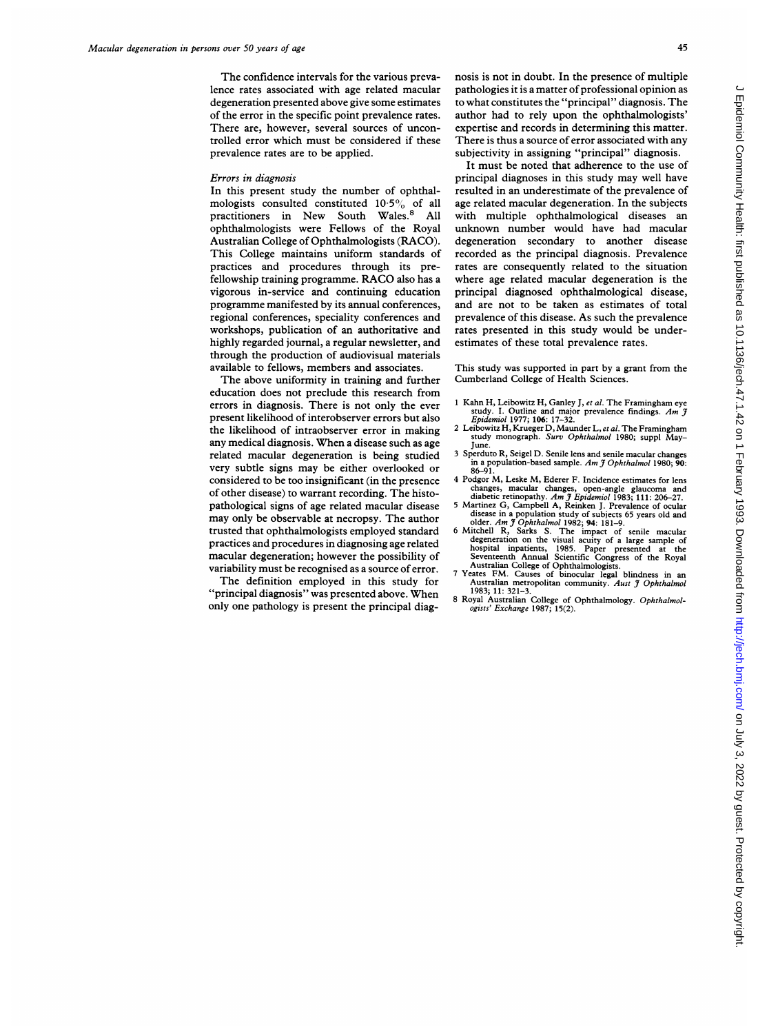The confidence intervals for the various prevalence rates associated with age related macular degeneration presented above give some estimates of the error in the specific point prevalence rates. There are, however, several sources of uncontrolled error which must be considered if these prevalence rates are to be applied.

*Errors in diagnosis*

In this present study the number of ophthalmologists consulted constituted 10·5% of all practitioners in New South Wales.[8] All ophthalmologists were Fellows of the Royal Australian College of Ophthalmologists (RACO). This College maintains uniform standards of practices and procedures through its prefellowship training programme. RACO also has a vigorous in-service and continuing education programme manifested by its annual conferences, regional conferences, speciality conferences and workshops, publication of an authoritative and highly regarded journal, a regular newsletter, and through the production of audiovisual materials available to fellows, members and associates.

The above uniformity in training and further education does not preclude this research from errors in diagnosis. There is not only the ever present likelihood of interobserver errors but also the likelihood of intraobserver error in making any medical diagnosis. When a disease such as age related macular degeneration is being studied very subtle signs may be either overlooked or considered to be too insignificant (in the presence of other disease) to warrant recording. The histopathological signs of age related macular disease may only be observable at necropsy. The author trusted that ophthalmologists employed standard practices and procedures in diagnosing age related macular degeneration; however the possibility of variability must be recognised as a source of error.

The definition employed in this study for "principal diagnosis" was presented above. When only one pathology is present the principal diagnosis is not in doubt. In the presence of multiple pathologies it is a matter of professional opinion as to what constitutes the "principal" diagnosis. The author had to rely upon the ophthalmologists' expertise and records in determining this matter. There is thus a source of error associated with any subjectivity in assigning "principal" diagnosis.

It must be noted that adherence to the use of principal diagnoses in this study may well have resulted in an underestimate of the prevalence of age related macular degeneration. In the subjects with multiple ophthalmological diseases an unknown number would have had macular degeneration secondary to another disease recorded as the principal diagnosis. Prevalence rates are consequently related to the situation where age related macular degeneration is the principal diagnosed ophthalmological disease, and are not to be taken as estimates of total prevalence of this disease. As such the prevalence rates presented in this study would be underestimates of these total prevalence rates.

This study was supported in part by a grant from the Cumberland College of Health Sciences.

1. Kahn H, Leibowitz H, Ganley J, *et al*. The Framingham eye study. I. Outline and major prevalence findings. *Am J Epidemiol* 1977; **106**: 17–32.
2. Leibowitz H, Krueger D, Maunder L, *et al*. The Framingham study monograph. *Surv Ophthalmol* 1980; suppl May–June.
3. Sperduto R, Seigel D. Senile lens and senile macular changes in a population-based sample. *Am J Ophthalmol* 1980; **90**: 86–91.
4. Podgor M, Leske M, Ederer F. Incidence estimates for lens changes, macular changes, open-angle glaucoma and diabetic retinopathy. *Am J Epidemiol* 1983; **111**: 206–27.
5. Martinez G, Campbell A, Reinken J. Prevalence of ocular disease in a population study of subjects 65 years old and older. *Am J Ophthalmol* 1982; **94**: 181–9.
6. Mitchell R, Sarks S. The impact of senile macular degeneration on the visual acuity of a large sample of hospital inpatients, 1985. Paper presented at the Seventeenth Annual Scientific Congress of the Royal Australian College of Ophthalmologists.
7. Yeates FM. Causes of binocular legal blindness in an Australian metropolitan community. *Aust J Ophthalmol* 1983; **11**: 321–3.
8. Royal Australian College of Ophthalmology. *Ophthalmologists' Exchange* 1987; 15(2).